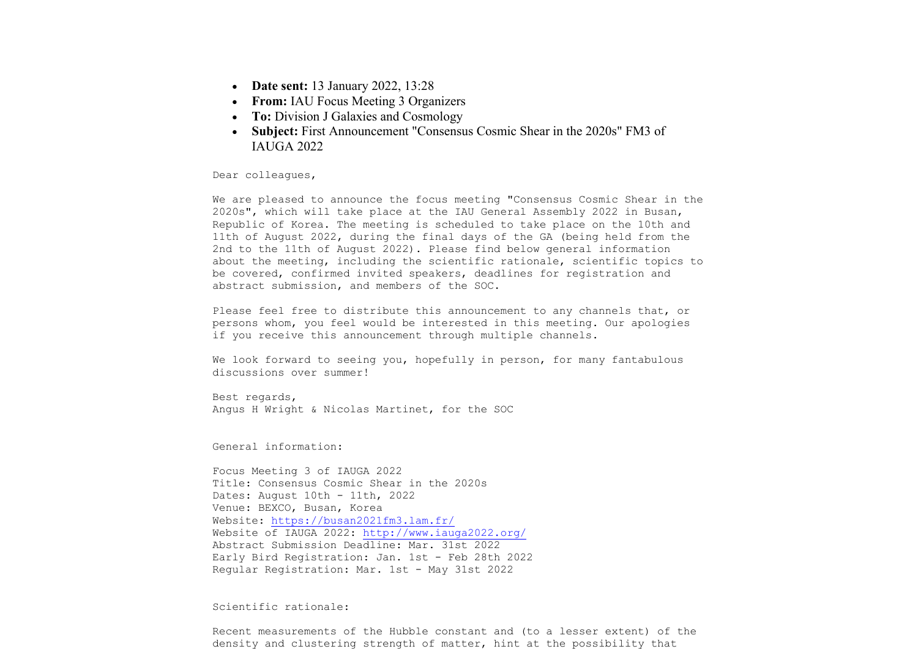- **Date sent:** 13 January 2022, 13:28
- **From:** IAU Focus Meeting 3 Organizers
- **To:** Division J Galaxies and Cosmology
- **Subject:** First Announcement "Consensus Cosmic Shear in the 2020s" FM3 of IAUGA 2022

Dear colleagues,

We are pleased to announce the focus meeting "Consensus Cosmic Shear in the 2020s", which will take place at the IAU General Assembly 2022 in Busan, Republic of Korea. The meeting is scheduled to take place on the 10th and 11th of August 2022, during the final days of the GA (being held from the 2nd to the 11th of August 2022). Please find below general information about the meeting, including the scientific rationale, scientific topics to be covered, confirmed invited speakers, deadlines for registration and abstract submission, and members of the SOC.

Please feel free to distribute this announcement to any channels that, or persons whom, you feel would be interested in this meeting. Our apologies if you receive this announcement through multiple channels.

We look forward to seeing you, hopefully in person, for many fantabulous discussions over summer!

Best regards,
Angus H Wright & Nicolas Martinet, for the SOC

General information:

Focus Meeting 3 of IAUGA 2022
Title: Consensus Cosmic Shear in the 2020s
Dates: August 10th - 11th, 2022
Venue: BEXCO, Busan, Korea
Website: https://busan2021fm3.lam.fr/
Website of IAUGA 2022: http://www.iauga2022.org/
Abstract Submission Deadline: Mar. 31st 2022
Early Bird Registration: Jan. 1st - Feb 28th 2022
Regular Registration: Mar. 1st - May 31st 2022

Scientific rationale:

Recent measurements of the Hubble constant and (to a lesser extent) of the density and clustering strength of matter, hint at the possibility that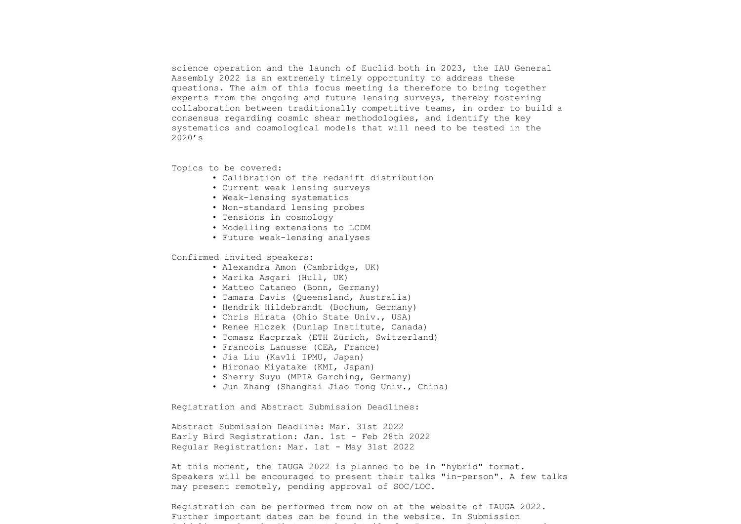science operation and the launch of Euclid both in 2023, the IAU General Assembly 2022 is an extremely timely opportunity to address these questions. The aim of this focus meeting is therefore to bring together experts from the ongoing and future lensing surveys, thereby fostering collaboration between traditionally competitive teams, in order to build a consensus regarding cosmic shear methodologies, and identify the key systematics and cosmological models that will need to be tested in the 2020's

Topics to be covered:

- Calibration of the redshift distribution
- Current weak lensing surveys
- Weak-lensing systematics
- Non-standard lensing probes
- Tensions in cosmology
- Modelling extensions to LCDM
- Future weak-lensing analyses

Confirmed invited speakers:

- Alexandra Amon (Cambridge, UK)
- Marika Asgari (Hull, UK)
- Matteo Cataneo (Bonn, Germany)
- Tamara Davis (Queensland, Australia)
- Hendrik Hildebrandt (Bochum, Germany)
- Chris Hirata (Ohio State Univ., USA)
- Renee Hlozek (Dunlap Institute, Canada)
- Tomasz Kacprzak (ETH Zürich, Switzerland)
- Francois Lanusse (CEA, France)
- Jia Liu (Kavli IPMU, Japan)
- Hironao Miyatake (KMI, Japan)
- Sherry Suyu (MPIA Garching, Germany)
- Jun Zhang (Shanghai Jiao Tong Univ., China)

Registration and Abstract Submission Deadlines:

Abstract Submission Deadline: Mar. 31st 2022
Early Bird Registration: Jan. 1st - Feb 28th 2022
Regular Registration: Mar. 1st - May 31st 2022

At this moment, the IAUGA 2022 is planned to be in "hybrid" format. Speakers will be encouraged to present their talks "in-person". A few talks may present remotely, pending approval of SOC/LOC.

Registration can be performed from now on at the website of IAUGA 2022. Further important dates can be found in the website. In Submission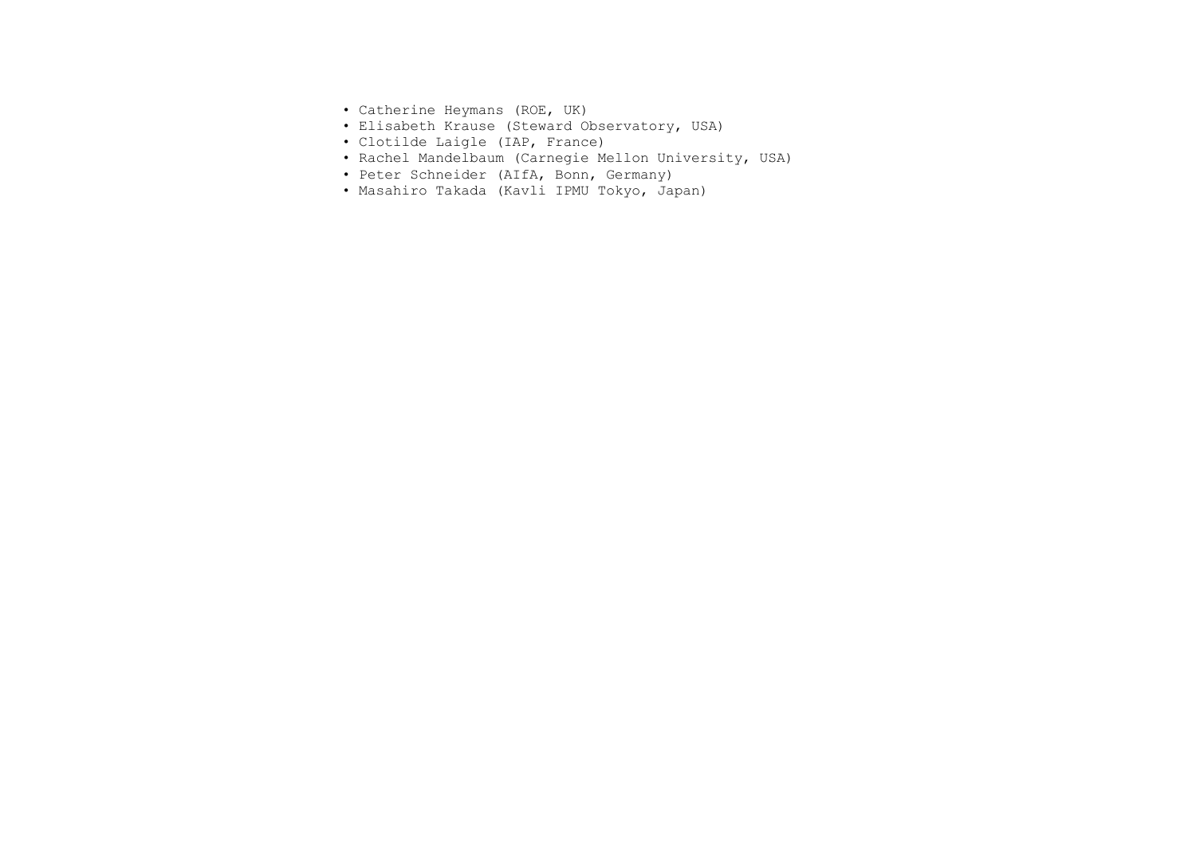- Catherine Heymans (ROE, UK)
- Elisabeth Krause (Steward Observatory, USA)
- Clotilde Laigle (IAP, France)
- Rachel Mandelbaum (Carnegie Mellon University, USA)
- Peter Schneider (AIfA, Bonn, Germany)
- Masahiro Takada (Kavli IPMU Tokyo, Japan)